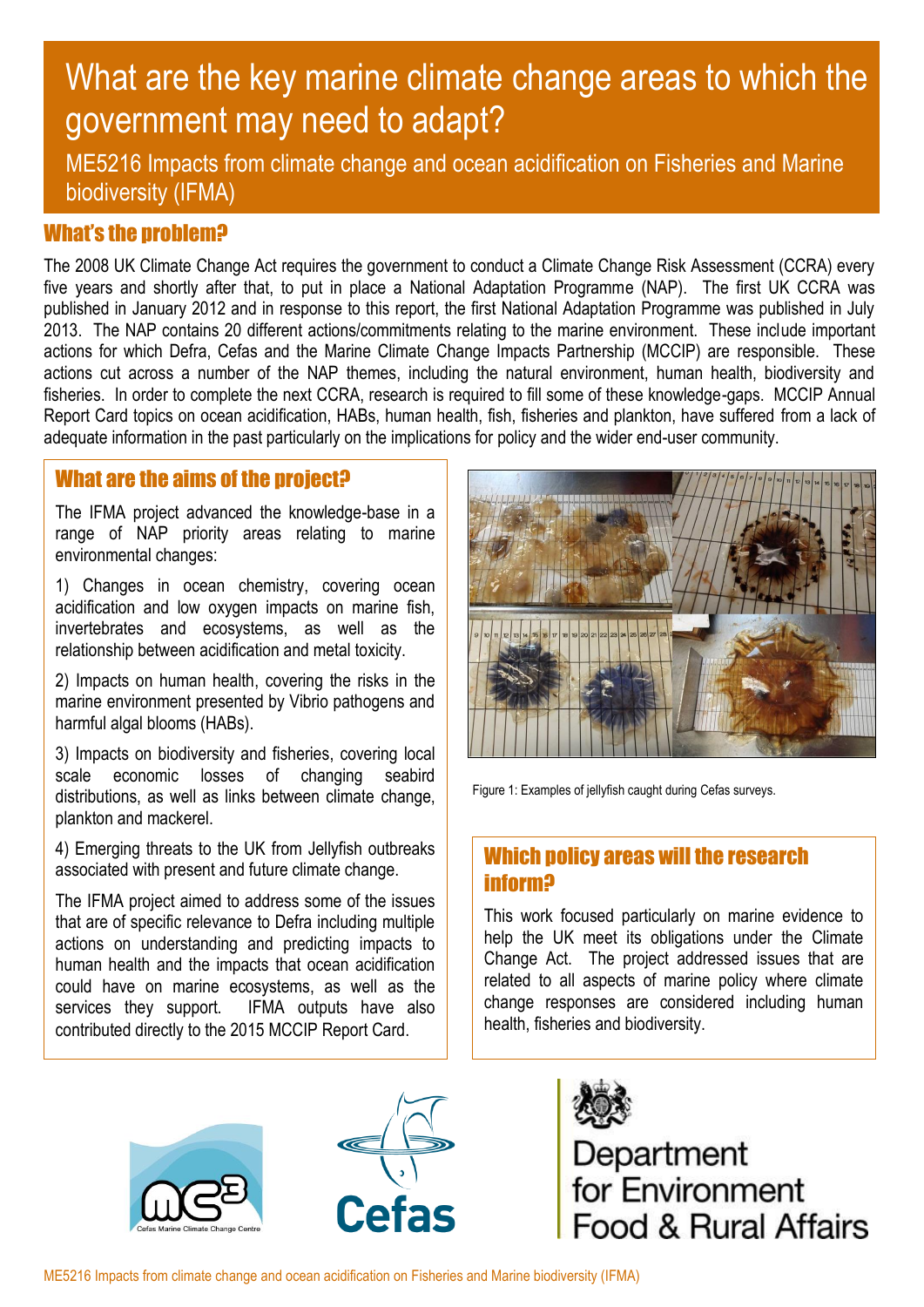# What are the key marine climate change areas to which the government may need to adapt?

ME5216 Impacts from climate change and ocean acidification on Fisheries and Marine biodiversity (IFMA)

## What's the problem?

The 2008 UK Climate Change Act requires the government to conduct a Climate Change Risk Assessment (CCRA) every five years and shortly after that, to put in place a National Adaptation Programme (NAP). The first UK CCRA was published in January 2012 and in response to this report, the first National Adaptation Programme was published in July 2013. The NAP contains 20 different actions/commitments relating to the marine environment. These include important actions for which Defra, Cefas and the Marine Climate Change Impacts Partnership (MCCIP) are responsible. These actions cut across a number of the NAP themes, including the natural environment, human health, biodiversity and fisheries. In order to complete the next CCRA, research is required to fill some of these knowledge-gaps. MCCIP Annual Report Card topics on ocean acidification, HABs, human health, fish, fisheries and plankton, have suffered from a lack of adequate information in the past particularly on the implications for policy and the wider end-user community.

## What are the aims of the project?

The IFMA project advanced the knowledge-base in a range of NAP priority areas relating to marine environmental changes:

1) Changes in ocean chemistry, covering ocean acidification and low oxygen impacts on marine fish, invertebrates and ecosystems, as well as the relationship between acidification and metal toxicity.

2) Impacts on human health, covering the risks in the marine environment presented by Vibrio pathogens and harmful algal blooms (HABs).

3) Impacts on biodiversity and fisheries, covering local scale economic losses of changing seabird distributions, as well as links between climate change, plankton and mackerel.

4) Emerging threats to the UK from Jellyfish outbreaks associated with present and future climate change.

The IFMA project aimed to address some of the issues that are of specific relevance to Defra including multiple actions on understanding and predicting impacts to human health and the impacts that ocean acidification could have on marine ecosystems, as well as the services they support. IFMA outputs have also contributed directly to the 2015 MCCIP Report Card.

Figure 1: Examples of jellyfish caught during Cefas surveys.

## Which policy areas will the research inform?

This work focused particularly on marine evidence to help the UK meet its obligations under the Climate Change Act. The project addressed issues that are related to all aspects of marine policy where climate change responses are considered including human health, fisheries and biodiversity.

Cefas Marine Climate Change Centre

Cefas

Department for Environment Food & Rural Affairs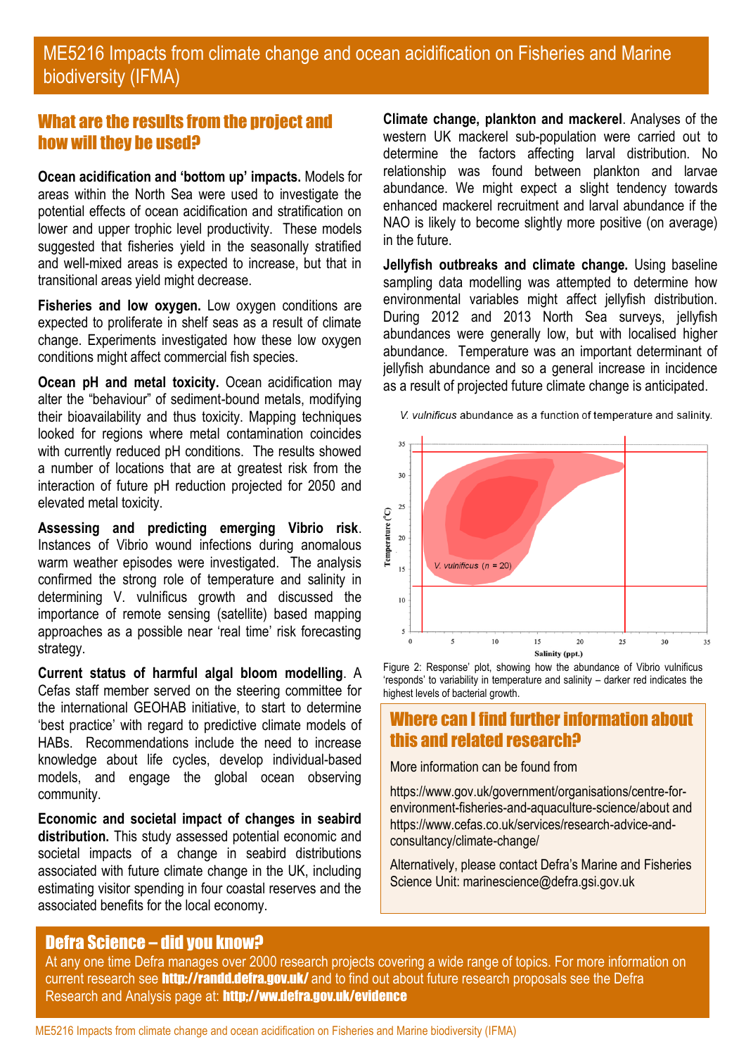# ME5216 Impacts from climate change and ocean acidification on Fisheries and Marine biodiversity (IFMA)

## What are the results from the project and how will they be used?

**Ocean acidification and 'bottom up' impacts.** Models for areas within the North Sea were used to investigate the potential effects of ocean acidification and stratification on lower and upper trophic level productivity. These models suggested that fisheries yield in the seasonally stratified and well-mixed areas is expected to increase, but that in transitional areas yield might decrease.

**Fisheries and low oxygen.** Low oxygen conditions are expected to proliferate in shelf seas as a result of climate change. Experiments investigated how these low oxygen conditions might affect commercial fish species.

**Ocean pH and metal toxicity.** Ocean acidification may alter the "behaviour" of sediment-bound metals, modifying their bioavailability and thus toxicity. Mapping techniques looked for regions where metal contamination coincides with currently reduced pH conditions. The results showed a number of locations that are at greatest risk from the interaction of future pH reduction projected for 2050 and elevated metal toxicity.

**Assessing and predicting emerging Vibrio risk**. Instances of Vibrio wound infections during anomalous warm weather episodes were investigated. The analysis confirmed the strong role of temperature and salinity in determining V. vulnificus growth and discussed the importance of remote sensing (satellite) based mapping approaches as a possible near 'real time' risk forecasting strategy.

**Current status of harmful algal bloom modelling**. A Cefas staff member served on the steering committee for the international GEOHAB initiative, to start to determine 'best practice' with regard to predictive climate models of HABs. Recommendations include the need to increase knowledge about life cycles, develop individual-based models, and engage the global ocean observing community.

**Economic and societal impact of changes in seabird distribution.** This study assessed potential economic and societal impacts of a change in seabird distributions associated with future climate change in the UK, including estimating visitor spending in four coastal reserves and the associated benefits for the local economy.

**Climate change, plankton and mackerel**. Analyses of the western UK mackerel sub-population were carried out to determine the factors affecting larval distribution. No relationship was found between plankton and larvae abundance. We might expect a slight tendency towards enhanced mackerel recruitment and larval abundance if the NAO is likely to become slightly more positive (on average) in the future.

**Jellyfish outbreaks and climate change.** Using baseline sampling data modelling was attempted to determine how environmental variables might affect jellyfish distribution. During 2012 and 2013 North Sea surveys, jellyfish abundances were generally low, but with localised higher abundance. Temperature was an important determinant of jellyfish abundance and so a general increase in incidence as a result of projected future climate change is anticipated.

*V. vulnificus* abundance as a function of temperature and salinity.

Temperature (°C)
35
30
25
20
15
10
5
*V. vulnificus* (*n* = 20)
0
5
10
15
20
25
30
35
Salinity (ppt.)

Figure 2: Response' plot, showing how the abundance of Vibrio vulnificus 'responds' to variability in temperature and salinity – darker red indicates the highest levels of bacterial growth.

## Where can I find further information about this and related research?

More information can be found from

https://www.gov.uk/government/organisations/centre-for-environment-fisheries-and-aquaculture-science/about and https://www.cefas.co.uk/services/research-advice-and-consultancy/climate-change/

Alternatively, please contact Defra's Marine and Fisheries Science Unit: marinescience@defra.gsi.gov.uk

## Defra Science – did you know?

At any one time Defra manages over 2000 research projects covering a wide range of topics. For more information on current research see **http://randd.defra.gov.uk/** and to find out about future research proposals see the Defra Research and Analysis page at: **http;//ww.defra.gov.uk/evidence**